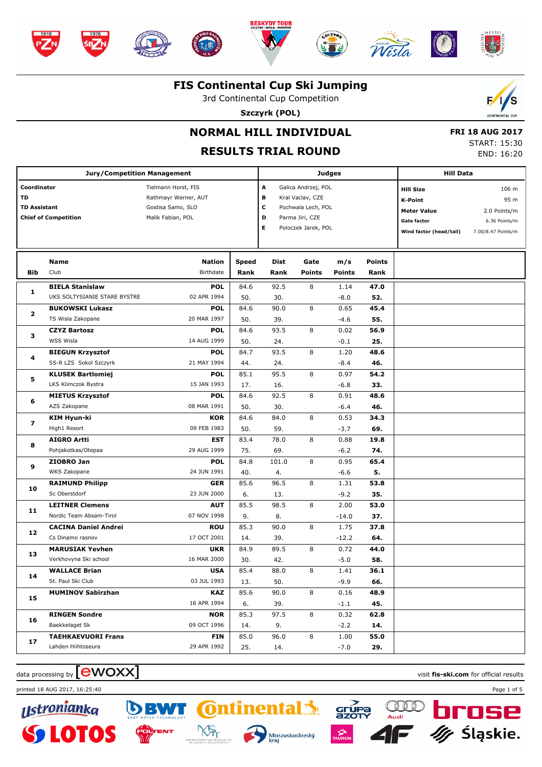# FIS Continental Cup Ski Jumping

3rd Continental Cup Competition

**Szczyrk (POL)**

## NORMAL HILL INDIVIDUAL

## RESULTS TRIAL ROUND

**FRI 18 AUG 2017**
START: 15:30
END: 16:20

| Jury/Competition Management | | Judges | | Hill Data | |
|---|---|---|---|---|---|
| **Coordinator** | Tielmann Horst, FIS | **A** | Galica Andrzej, POL | **Hill Size** | 106 m |
| **TD** | Rathmayr Werner, AUT | **B** | Kral Vaclav, CZE | **K-Point** | 95 m |
| **TD Assistant** | Gostisa Samo, SLO | **C** | Pochwala Lech, POL | **Meter Value** | 2.0 Points/m |
| **Chief of Competition** | Malik Fabian, POL | **D** | Parma Jiri, CZE | **Gate factor** | 6.36 Points/m |
| | | **E** | Poloczek Jarek, POL | **Wind factor (head/tail)** | 7.00/8.47 Points/m |

| Bib | Name / Club | Nation / Birthdate | Speed / Rank | Dist / Rank | Gate / Points | m/s / Points | Points / Rank |
|---|---|---|---|---|---|---|---|
| 1 | **BIELA Stanislaw** | **POL** | 84.6 | 92.5 | 8 | 1.14 | **47.0** |
| | UKS SOLTYSIANIE STARE BYSTRE | 02 APR 1994 | 50. | 30. | | -8.0 | **52.** |
| 2 | **BUKOWSKI Lukasz** | **POL** | 84.6 | 90.0 | 8 | 0.65 | **45.4** |
| | TS Wisla Zakopane | 20 MAR 1997 | 50. | 39. | | -4.6 | **55.** |
| 3 | **CZYZ Bartosz** | **POL** | 84.6 | 93.5 | 8 | 0.02 | **56.9** |
| | WSS Wisla | 14 AUG 1999 | 50. | 24. | | -0.1 | **25.** |
| 4 | **BIEGUN Krzysztof** | **POL** | 84.7 | 93.5 | 8 | 1.20 | **48.6** |
| | SS-R LZS Sokol Szczyrk | 21 MAY 1994 | 44. | 24. | | -8.4 | **46.** |
| 5 | **KLUSEK Bartlomiej** | **POL** | 85.1 | 95.5 | 8 | 0.97 | **54.2** |
| | LKS Klimczok Bystra | 15 JAN 1993 | 17. | 16. | | -6.8 | **33.** |
| 6 | **MIETUS Krzysztof** | **POL** | 84.6 | 92.5 | 8 | 0.91 | **48.6** |
| | AZS Zakopane | 08 MAR 1991 | 50. | 30. | | -6.4 | **46.** |
| 7 | **KIM Hyun-ki** | **KOR** | 84.6 | 84.0 | 8 | 0.53 | **34.3** |
| | High1 Resort | 09 FEB 1983 | 50. | 59. | | -3.7 | **69.** |
| 8 | **AIGRO Artti** | **EST** | 83.4 | 78.0 | 8 | 0.88 | **19.8** |
| | Pohjakotkas/Otepaa | 29 AUG 1999 | 75. | 69. | | -6.2 | **74.** |
| 9 | **ZIOBRO Jan** | **POL** | 84.8 | 101.0 | 8 | 0.95 | **65.4** |
| | WKS Zakopane | 24 JUN 1991 | 40. | 4. | | -6.6 | **5.** |
| 10 | **RAIMUND Philipp** | **GER** | 85.6 | 96.5 | 8 | 1.31 | **53.8** |
| | Sc Oberstdorf | 23 JUN 2000 | 6. | 13. | | -9.2 | **35.** |
| 11 | **LEITNER Clemens** | **AUT** | 85.5 | 98.5 | 8 | 2.00 | **53.0** |
| | Nordic Team Absam-Tirol | 07 NOV 1998 | 9. | 8. | | -14.0 | **37.** |
| 12 | **CACINA Daniel Andrei** | **ROU** | 85.3 | 90.0 | 8 | 1.75 | **37.8** |
| | Cs Dinamo rasnov | 17 OCT 2001 | 14. | 39. | | -12.2 | **64.** |
| 13 | **MARUSIAK Yevhen** | **UKR** | 84.9 | 89.5 | 8 | 0.72 | **44.0** |
| | Verkhovyna Ski school | 16 MAR 2000 | 30. | 42. | | -5.0 | **58.** |
| 14 | **WALLACE Brian** | **USA** | 85.4 | 88.0 | 8 | 1.41 | **36.1** |
| | St. Paul Ski Club | 03 JUL 1993 | 13. | 50. | | -9.9 | **66.** |
| 15 | **MUMINOV Sabirzhan** | **KAZ** | 85.6 | 90.0 | 8 | 0.16 | **48.9** |
| | | 16 APR 1994 | 6. | 39. | | -1.1 | **45.** |
| 16 | **RINGEN Sondre** | **NOR** | 85.3 | 97.5 | 8 | 0.32 | **62.8** |
| | Baekkelaget Sk | 09 OCT 1996 | 14. | 9. | | -2.2 | **14.** |
| 17 | **TAEHKAEVUORI Frans** | **FIN** | 85.0 | 96.0 | 8 | 1.00 | **55.0** |
| | Lahden Hiihtoseura | 29 APR 1992 | 25. | 14. | | -7.0 | **29.** |

data processing by ewoxx — visit **fis-ski.com** for official results

printed 18 AUG 2017, 16:25:40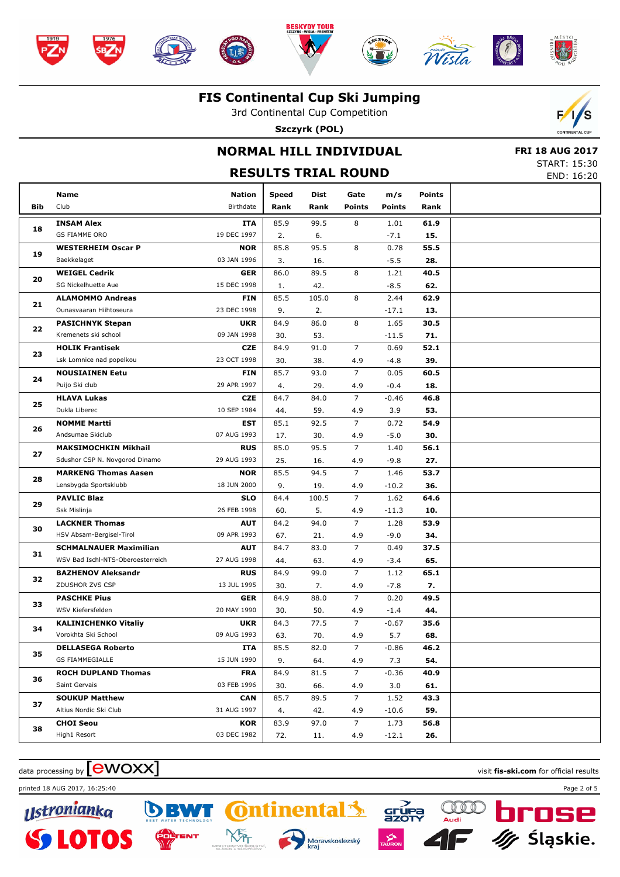# FIS Continental Cup Ski Jumping

3rd Continental Cup Competition

**Szczyrk (POL)**

## NORMAL HILL INDIVIDUAL

## RESULTS TRIAL ROUND

**FRI 18 AUG 2017**
START: 15:30
END: 16:20

| Bib | Name / Club | Nation / Birthdate | Speed / Rank | Dist / Rank | Gate / Points | m/s / Points | Points / Rank |
|---|---|---|---|---|---|---|---|
| 18 | **INSAM Alex** / GS FIAMME ORO | **ITA** / 19 DEC 1997 | 85.9 / 2. | 99.5 / 6. | 8 / | 1.01 / -7.1 | **61.9** / **15.** |
| 19 | **WESTERHEIM Oscar P** / Baekkelaget | **NOR** / 03 JAN 1996 | 85.8 / 3. | 95.5 / 16. | 8 / | 0.78 / -5.5 | **55.5** / **28.** |
| 20 | **WEIGEL Cedrik** / SG Nickelhuette Aue | **GER** / 15 DEC 1998 | 86.0 / 1. | 89.5 / 42. | 8 / | 1.21 / -8.5 | **40.5** / **62.** |
| 21 | **ALAMOMMO Andreas** / Ounasvaaran Hiihtoseura | **FIN** / 23 DEC 1998 | 85.5 / 9. | 105.0 / 2. | 8 / | 2.44 / -17.1 | **62.9** / **13.** |
| 22 | **PASICHNYK Stepan** / Kremenets ski school | **UKR** / 09 JAN 1998 | 84.9 / 30. | 86.0 / 53. | 8 / | 1.65 / -11.5 | **30.5** / **71.** |
| 23 | **HOLIK Frantisek** / Lsk Lomnice nad popelkou | **CZE** / 23 OCT 1998 | 84.9 / 30. | 91.0 / 38. | 7 / 4.9 | 0.69 / -4.8 | **52.1** / **39.** |
| 24 | **NOUSIAINEN Eetu** / Puijo Ski club | **FIN** / 29 APR 1997 | 85.7 / 4. | 93.0 / 29. | 7 / 4.9 | 0.05 / -0.4 | **60.5** / **18.** |
| 25 | **HLAVA Lukas** / Dukla Liberec | **CZE** / 10 SEP 1984 | 84.7 / 44. | 84.0 / 59. | 7 / 4.9 | -0.46 / 3.9 | **46.8** / **53.** |
| 26 | **NOMME Martti** / Andsumae Skiclub | **EST** / 07 AUG 1993 | 85.1 / 17. | 92.5 / 30. | 7 / 4.9 | 0.72 / -5.0 | **54.9** / **30.** |
| 27 | **MAKSIMOCHKIN Mikhail** / Sdushor CSP N. Novgorod Dinamo | **RUS** / 29 AUG 1993 | 85.0 / 25. | 95.5 / 16. | 7 / 4.9 | 1.40 / -9.8 | **56.1** / **27.** |
| 28 | **MARKENG Thomas Aasen** / Lensbygda Sportsklubb | **NOR** / 18 JUN 2000 | 85.5 / 9. | 94.5 / 19. | 7 / 4.9 | 1.46 / -10.2 | **53.7** / **36.** |
| 29 | **PAVLIC Blaz** / Ssk Mislinja | **SLO** / 26 FEB 1998 | 84.4 / 60. | 100.5 / 5. | 7 / 4.9 | 1.62 / -11.3 | **64.6** / **10.** |
| 30 | **LACKNER Thomas** / HSV Absam-Bergisel-Tirol | **AUT** / 09 APR 1993 | 84.2 / 67. | 94.0 / 21. | 7 / 4.9 | 1.28 / -9.0 | **53.9** / **34.** |
| 31 | **SCHMALNAUER Maximilian** / WSV Bad Ischl-NTS-Oberoesterreich | **AUT** / 27 AUG 1998 | 84.7 / 44. | 83.0 / 63. | 7 / 4.9 | 0.49 / -3.4 | **37.5** / **65.** |
| 32 | **BAZHENOV Aleksandr** / ZDUSHOR ZVS CSP | **RUS** / 13 JUL 1995 | 84.9 / 30. | 99.0 / 7. | 7 / 4.9 | 1.12 / -7.8 | **65.1** / **7.** |
| 33 | **PASCHKE Pius** / WSV Kiefersfelden | **GER** / 20 MAY 1990 | 84.9 / 30. | 88.0 / 50. | 7 / 4.9 | 0.20 / -1.4 | **49.5** / **44.** |
| 34 | **KALINICHENKO Vitaliy** / Vorokhta Ski School | **UKR** / 09 AUG 1993 | 84.3 / 63. | 77.5 / 70. | 7 / 4.9 | -0.67 / 5.7 | **35.6** / **68.** |
| 35 | **DELLASEGA Roberto** / GS FIAMMEGIALLE | **ITA** / 15 JUN 1990 | 85.5 / 9. | 82.0 / 64. | 7 / 4.9 | -0.86 / 7.3 | **46.2** / **54.** |
| 36 | **ROCH DUPLAND Thomas** / Saint Gervais | **FRA** / 03 FEB 1996 | 84.9 / 30. | 81.5 / 66. | 7 / 4.9 | -0.36 / 3.0 | **40.9** / **61.** |
| 37 | **SOUKUP Matthew** / Altius Nordic Ski Club | **CAN** / 31 AUG 1997 | 85.7 / 4. | 89.5 / 42. | 7 / 4.9 | 1.52 / -10.6 | **43.3** / **59.** |
| 38 | **CHOI Seou** / High1 Resort | **KOR** / 03 DEC 1982 | 83.9 / 72. | 97.0 / 11. | 7 / 4.9 | 1.73 / -12.1 | **56.8** / **26.** |

data processing by ewoxx — visit **fis-ski.com** for official results

printed 18 AUG 2017, 16:25:40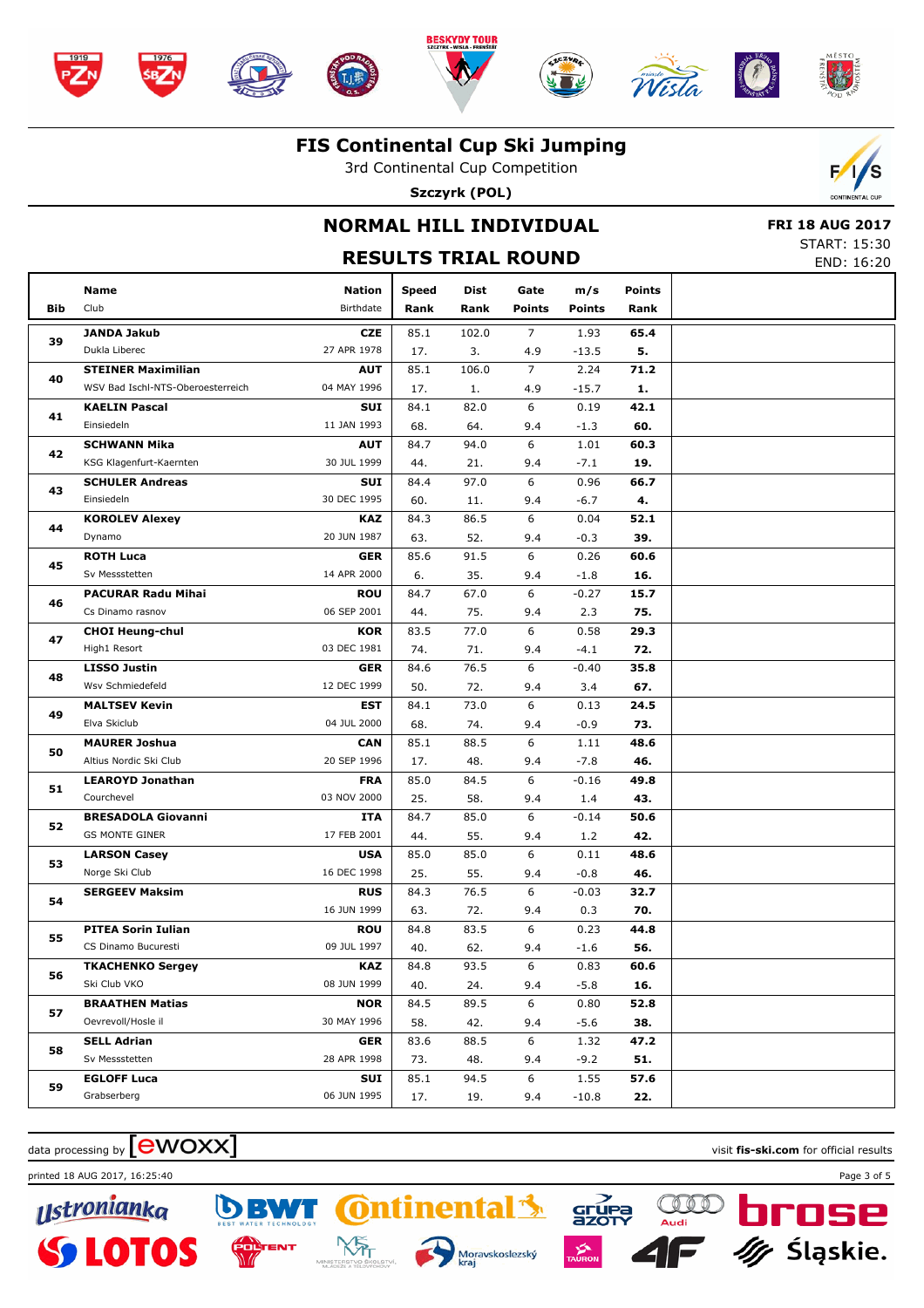# FIS Continental Cup Ski Jumping

3rd Continental Cup Competition

**Szczyrk (POL)**

## NORMAL HILL INDIVIDUAL

## RESULTS TRIAL ROUND

**FRI 18 AUG 2017**
START: 15:30
END: 16:20

| Bib | Name / Club | Nation / Birthdate | Speed / Rank | Dist / Rank | Gate / Points | m/s / Points | Points / Rank |
|---|---|---|---|---|---|---|---|
| 39 | **JANDA Jakub** / Dukla Liberec | **CZE** / 27 APR 1978 | 85.1 / 17. | 102.0 / 3. | 7 / 4.9 | 1.93 / -13.5 | **65.4** / **5.** |
| 40 | **STEINER Maximilian** / WSV Bad Ischl-NTS-Oberoesterreich | **AUT** / 04 MAY 1996 | 85.1 / 17. | 106.0 / 1. | 7 / 4.9 | 2.24 / -15.7 | **71.2** / **1.** |
| 41 | **KAELIN Pascal** / Einsiedeln | **SUI** / 11 JAN 1993 | 84.1 / 68. | 82.0 / 64. | 6 / 9.4 | 0.19 / -1.3 | **42.1** / **60.** |
| 42 | **SCHWANN Mika** / KSG Klagenfurt-Kaernten | **AUT** / 30 JUL 1999 | 84.7 / 44. | 94.0 / 21. | 6 / 9.4 | 1.01 / -7.1 | **60.3** / **19.** |
| 43 | **SCHULER Andreas** / Einsiedeln | **SUI** / 30 DEC 1995 | 84.4 / 60. | 97.0 / 11. | 6 / 9.4 | 0.96 / -6.7 | **66.7** / **4.** |
| 44 | **KOROLEV Alexey** / Dynamo | **KAZ** / 20 JUN 1987 | 84.3 / 63. | 86.5 / 52. | 6 / 9.4 | 0.04 / -0.3 | **52.1** / **39.** |
| 45 | **ROTH Luca** / Sv Messstetten | **GER** / 14 APR 2000 | 85.6 / 6. | 91.5 / 35. | 6 / 9.4 | 0.26 / -1.8 | **60.6** / **16.** |
| 46 | **PACURAR Radu Mihai** / Cs Dinamo rasnov | **ROU** / 06 SEP 2001 | 84.7 / 44. | 67.0 / 75. | 6 / 9.4 | -0.27 / 2.3 | **15.7** / **75.** |
| 47 | **CHOI Heung-chul** / High1 Resort | **KOR** / 03 DEC 1981 | 83.5 / 74. | 77.0 / 71. | 6 / 9.4 | 0.58 / -4.1 | **29.3** / **72.** |
| 48 | **LISSO Justin** / Wsv Schmiedefeld | **GER** / 12 DEC 1999 | 84.6 / 50. | 76.5 / 72. | 6 / 9.4 | -0.40 / 3.4 | **35.8** / **67.** |
| 49 | **MALTSEV Kevin** / Elva Skiclub | **EST** / 04 JUL 2000 | 84.1 / 68. | 73.0 / 74. | 6 / 9.4 | 0.13 / -0.9 | **24.5** / **73.** |
| 50 | **MAURER Joshua** / Altius Nordic Ski Club | **CAN** / 20 SEP 1996 | 85.1 / 17. | 88.5 / 48. | 6 / 9.4 | 1.11 / -7.8 | **48.6** / **46.** |
| 51 | **LEAROYD Jonathan** / Courchevel | **FRA** / 03 NOV 2000 | 85.0 / 25. | 84.5 / 58. | 6 / 9.4 | -0.16 / 1.4 | **49.8** / **43.** |
| 52 | **BRESADOLA Giovanni** / GS MONTE GINER | **ITA** / 17 FEB 2001 | 84.7 / 44. | 85.0 / 55. | 6 / 9.4 | -0.14 / 1.2 | **50.6** / **42.** |
| 53 | **LARSON Casey** / Norge Ski Club | **USA** / 16 DEC 1998 | 85.0 / 25. | 85.0 / 55. | 6 / 9.4 | 0.11 / -0.8 | **48.6** / **46.** |
| 54 | **SERGEEV Maksim** | **RUS** / 16 JUN 1999 | 84.3 / 63. | 76.5 / 72. | 6 / 9.4 | -0.03 / 0.3 | **32.7** / **70.** |
| 55 | **PITEA Sorin Iulian** / CS Dinamo Bucuresti | **ROU** / 09 JUL 1997 | 84.8 / 40. | 83.5 / 62. | 6 / 9.4 | 0.23 / -1.6 | **44.8** / **56.** |
| 56 | **TKACHENKO Sergey** / Ski Club VKO | **KAZ** / 08 JUN 1999 | 84.8 / 40. | 93.5 / 24. | 6 / 9.4 | 0.83 / -5.8 | **60.6** / **16.** |
| 57 | **BRAATHEN Matias** / Oevrevoll/Hosle il | **NOR** / 30 MAY 1996 | 84.5 / 58. | 89.5 / 42. | 6 / 9.4 | 0.80 / -5.6 | **52.8** / **38.** |
| 58 | **SELL Adrian** / Sv Messstetten | **GER** / 28 APR 1998 | 83.6 / 73. | 88.5 / 48. | 6 / 9.4 | 1.32 / -9.2 | **47.2** / **51.** |
| 59 | **EGLOFF Luca** / Grabserberg | **SUI** / 06 JUN 1995 | 85.1 / 17. | 94.5 / 19. | 6 / 9.4 | 1.55 / -10.8 | **57.6** / **22.** |

data processing by ewoxx — visit **fis-ski.com** for official results

printed 18 AUG 2017, 16:25:40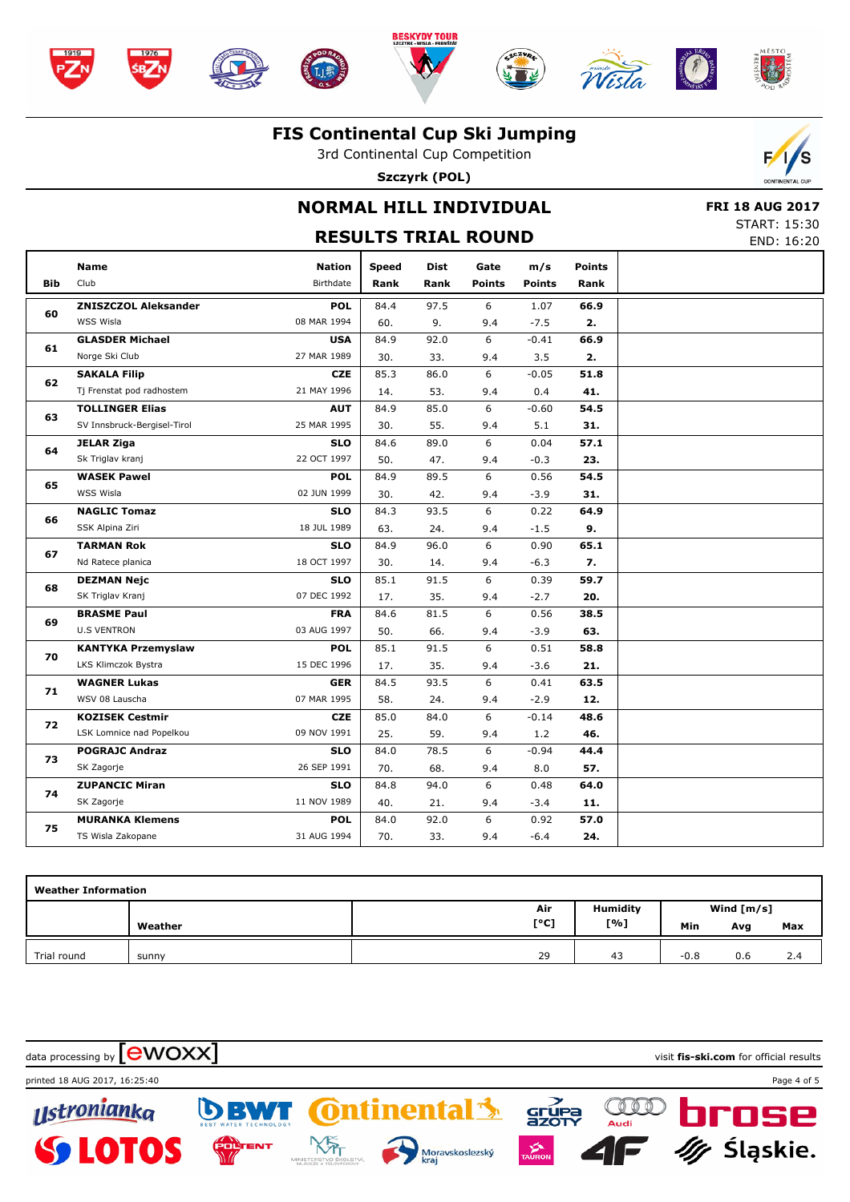# FIS Continental Cup Ski Jumping

3rd Continental Cup Competition

**Szczyrk (POL)**

## NORMAL HILL INDIVIDUAL

## RESULTS TRIAL ROUND

**FRI 18 AUG 2017**
START: 15:30
END: 16:20

| Bib | Name / Club | Nation / Birthdate | Speed / Rank | Dist / Rank | Gate / Points | m/s / Points | Points / Rank |
|---|---|---|---|---|---|---|---|
| 60 | **ZNISZCZOL Aleksander** / WSS Wisla | **POL** / 08 MAR 1994 | 84.4 / 60. | 97.5 / 9. | 6 / 9.4 | 1.07 / -7.5 | **66.9** / **2.** |
| 61 | **GLASDER Michael** / Norge Ski Club | **USA** / 27 MAR 1989 | 84.9 / 30. | 92.0 / 33. | 6 / 9.4 | -0.41 / 3.5 | **66.9** / **2.** |
| 62 | **SAKALA Filip** / Tj Frenstat pod radhostem | **CZE** / 21 MAY 1996 | 85.3 / 14. | 86.0 / 53. | 6 / 9.4 | -0.05 / 0.4 | **51.8** / **41.** |
| 63 | **TOLLINGER Elias** / SV Innsbruck-Bergisel-Tirol | **AUT** / 25 MAR 1995 | 84.9 / 30. | 85.0 / 55. | 6 / 9.4 | -0.60 / 5.1 | **54.5** / **31.** |
| 64 | **JELAR Ziga** / Sk Triglav kranj | **SLO** / 22 OCT 1997 | 84.6 / 50. | 89.0 / 47. | 6 / 9.4 | 0.04 / -0.3 | **57.1** / **23.** |
| 65 | **WASEK Pawel** / WSS Wisla | **POL** / 02 JUN 1999 | 84.9 / 30. | 89.5 / 42. | 6 / 9.4 | 0.56 / -3.9 | **54.5** / **31.** |
| 66 | **NAGLIC Tomaz** / SSK Alpina Ziri | **SLO** / 18 JUL 1989 | 84.3 / 63. | 93.5 / 24. | 6 / 9.4 | 0.22 / -1.5 | **64.9** / **9.** |
| 67 | **TARMAN Rok** / Nd Ratece planica | **SLO** / 18 OCT 1997 | 84.9 / 30. | 96.0 / 14. | 6 / 9.4 | 0.90 / -6.3 | **65.1** / **7.** |
| 68 | **DEZMAN Nejc** / SK Triglav Kranj | **SLO** / 07 DEC 1992 | 85.1 / 17. | 91.5 / 35. | 6 / 9.4 | 0.39 / -2.7 | **59.7** / **20.** |
| 69 | **BRASME Paul** / U.S VENTRON | **FRA** / 03 AUG 1997 | 84.6 / 50. | 81.5 / 66. | 6 / 9.4 | 0.56 / -3.9 | **38.5** / **63.** |
| 70 | **KANTYKA Przemyslaw** / LKS Klimczok Bystra | **POL** / 15 DEC 1996 | 85.1 / 17. | 91.5 / 35. | 6 / 9.4 | 0.51 / -3.6 | **58.8** / **21.** |
| 71 | **WAGNER Lukas** / WSV 08 Lauscha | **GER** / 07 MAR 1995 | 84.5 / 58. | 93.5 / 24. | 6 / 9.4 | 0.41 / -2.9 | **63.5** / **12.** |
| 72 | **KOZISEK Cestmir** / LSK Lomnice nad Popelkou | **CZE** / 09 NOV 1991 | 85.0 / 25. | 84.0 / 59. | 6 / 9.4 | -0.14 / 1.2 | **48.6** / **46.** |
| 73 | **POGRAJC Andraz** / SK Zagorje | **SLO** / 26 SEP 1991 | 84.0 / 70. | 78.5 / 68. | 6 / 9.4 | -0.94 / 8.0 | **44.4** / **57.** |
| 74 | **ZUPANCIC Miran** / SK Zagorje | **SLO** / 11 NOV 1989 | 84.8 / 40. | 94.0 / 21. | 6 / 9.4 | 0.48 / -3.4 | **64.0** / **11.** |
| 75 | **MURANKA Klemens** / TS Wisla Zakopane | **POL** / 31 AUG 1994 | 84.0 / 70. | 92.0 / 33. | 6 / 9.4 | 0.92 / -6.4 | **57.0** / **24.** |

**Weather Information**

| | Weather | Air [°C] | Humidity [%] | Wind [m/s] Min | Avg | Max |
|---|---|---|---|---|---|---|
| Trial round | sunny | 29 | 43 | -0.8 | 0.6 | 2.4 |

data processing by ewoxx — visit **fis-ski.com** for official results

printed 18 AUG 2017, 16:25:40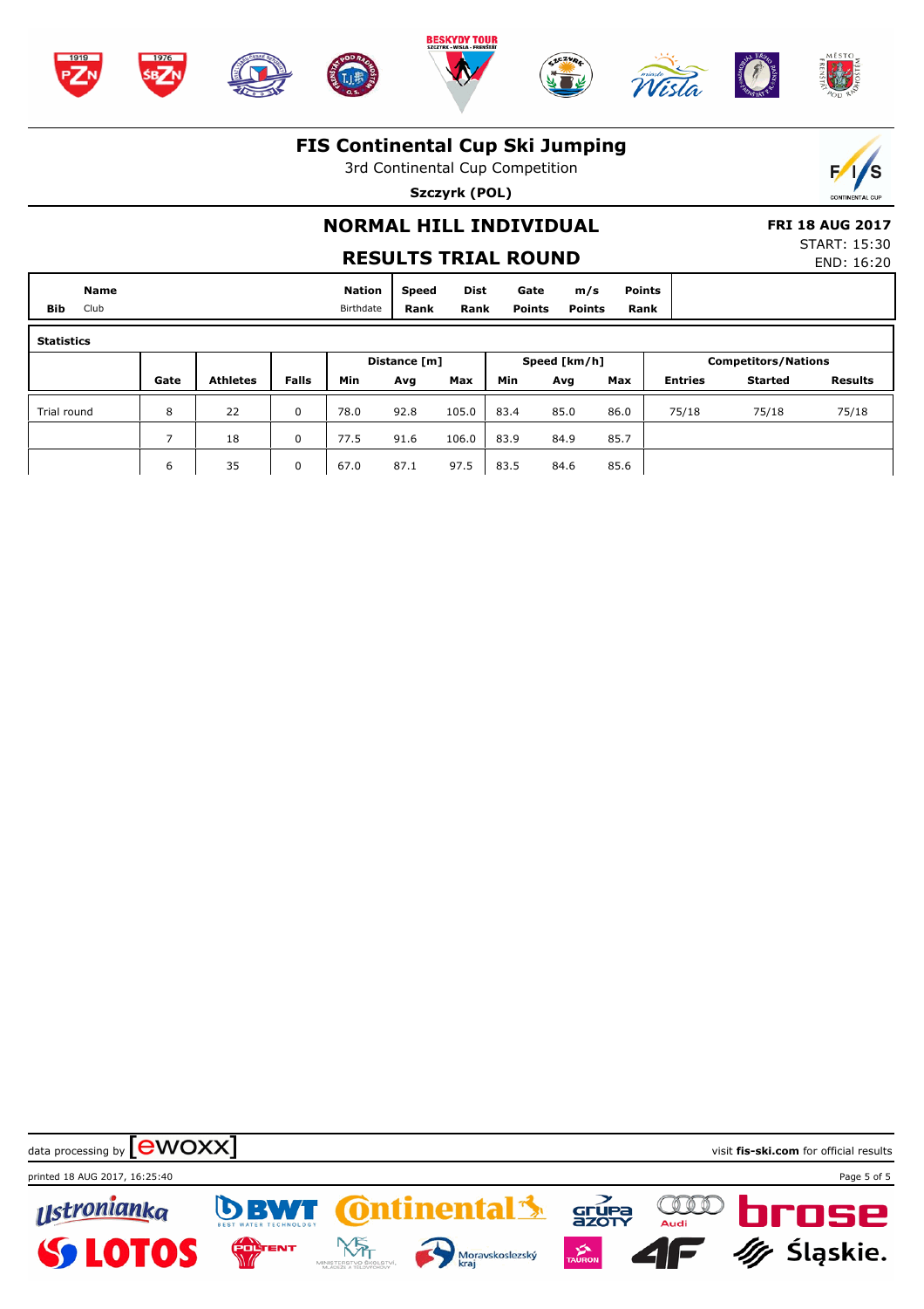# FIS Continental Cup Ski Jumping

3rd Continental Cup Competition

**Szczyrk (POL)**

## NORMAL HILL INDIVIDUAL

**FRI 18 AUG 2017**

START: 15:30

## RESULTS TRIAL ROUND

END: 16:20

| Bib | Name / Club | Nation / Birthdate | Speed / Rank | Dist / Rank | Gate / Points | m/s / Points | Points / Rank |
|---|---|---|---|---|---|---|---|

**Statistics**

| | Gate | Athletes | Falls | Distance [m] | | | Speed [km/h] | | | Competitors/Nations | | |
|---|---|---|---|---|---|---|---|---|---|---|---|---|
| | | | | Min | Avg | Max | Min | Avg | Max | Entries | Started | Results |
| Trial round | 8 | 22 | 0 | 78.0 | 92.8 | 105.0 | 83.4 | 85.0 | 86.0 | 75/18 | 75/18 | 75/18 |
| | 7 | 18 | 0 | 77.5 | 91.6 | 106.0 | 83.9 | 84.9 | 85.7 | | | |
| | 6 | 35 | 0 | 67.0 | 87.1 | 97.5 | 83.5 | 84.6 | 85.6 | | | |

data processing by ewoxx — visit **fis-ski.com** for official results

printed 18 AUG 2017, 16:25:40